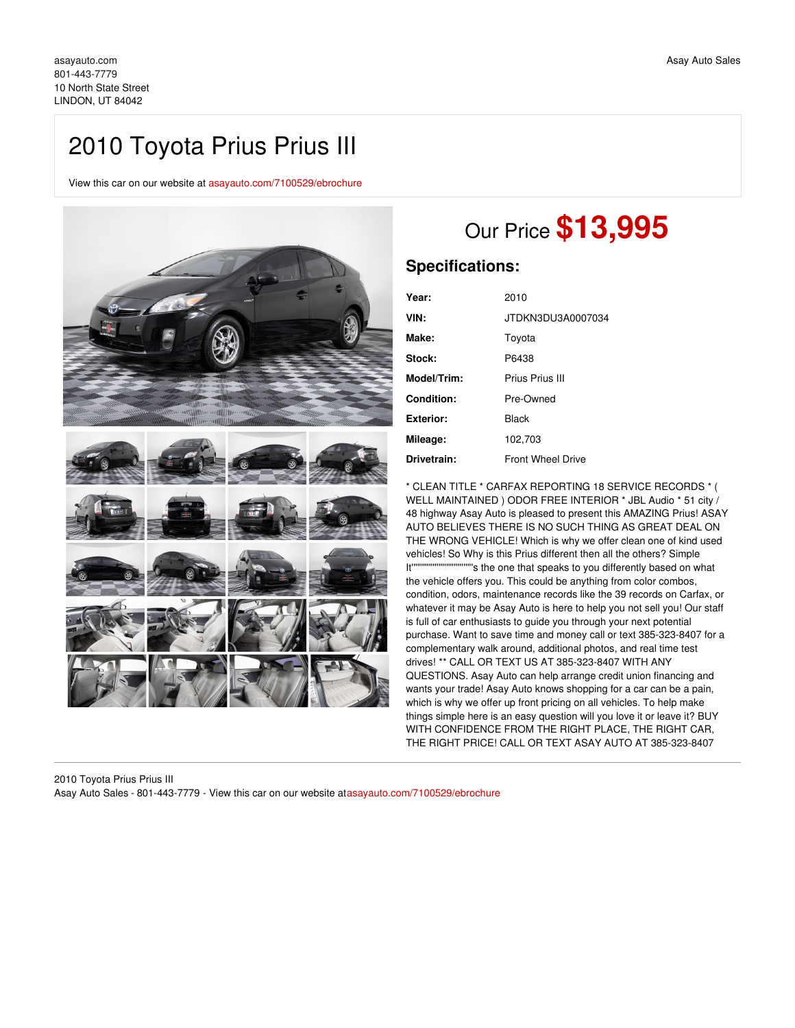asayauto.com
801-443-7779
10 North State Street
LINDON, UT 84042

Asay Auto Sales

# 2010 Toyota Prius Prius III

View this car on our website at asayauto.com/7100529/ebrochure

## Our Price **$13,995**

## Specifications:

| | |
|---|---|
| **Year:** | 2010 |
| **VIN:** | JTDKN3DU3A0007034 |
| **Make:** | Toyota |
| **Stock:** | P6438 |
| **Model/Trim:** | Prius Prius III |
| **Condition:** | Pre-Owned |
| **Exterior:** | Black |
| **Mileage:** | 102,703 |
| **Drivetrain:** | Front Wheel Drive |

* CLEAN TITLE * CARFAX REPORTING 18 SERVICE RECORDS * ( WELL MAINTAINED ) ODOR FREE INTERIOR * JBL Audio * 51 city / 48 highway Asay Auto is pleased to present this AMAZING Prius! ASAY AUTO BELIEVES THERE IS NO SUCH THING AS GREAT DEAL ON THE WRONG VEHICLE! Which is why we offer clean one of kind used vehicles! So Why is this Prius different then all the others? Simple It""""""""""""""""""""""""s the one that speaks to you differently based on what the vehicle offers you. This could be anything from color combos, condition, odors, maintenance records like the 39 records on Carfax, or whatever it may be Asay Auto is here to help you not sell you! Our staff is full of car enthusiasts to guide you through your next potential purchase. Want to save time and money call or text 385-323-8407 for a complementary walk around, additional photos, and real time test drives! ** CALL OR TEXT US AT 385-323-8407 WITH ANY QUESTIONS. Asay Auto can help arrange credit union financing and wants your trade! Asay Auto knows shopping for a car can be a pain, which is why we offer up front pricing on all vehicles. To help make things simple here is an easy question will you love it or leave it? BUY WITH CONFIDENCE FROM THE RIGHT PLACE, THE RIGHT CAR, THE RIGHT PRICE! CALL OR TEXT ASAY AUTO AT 385-323-8407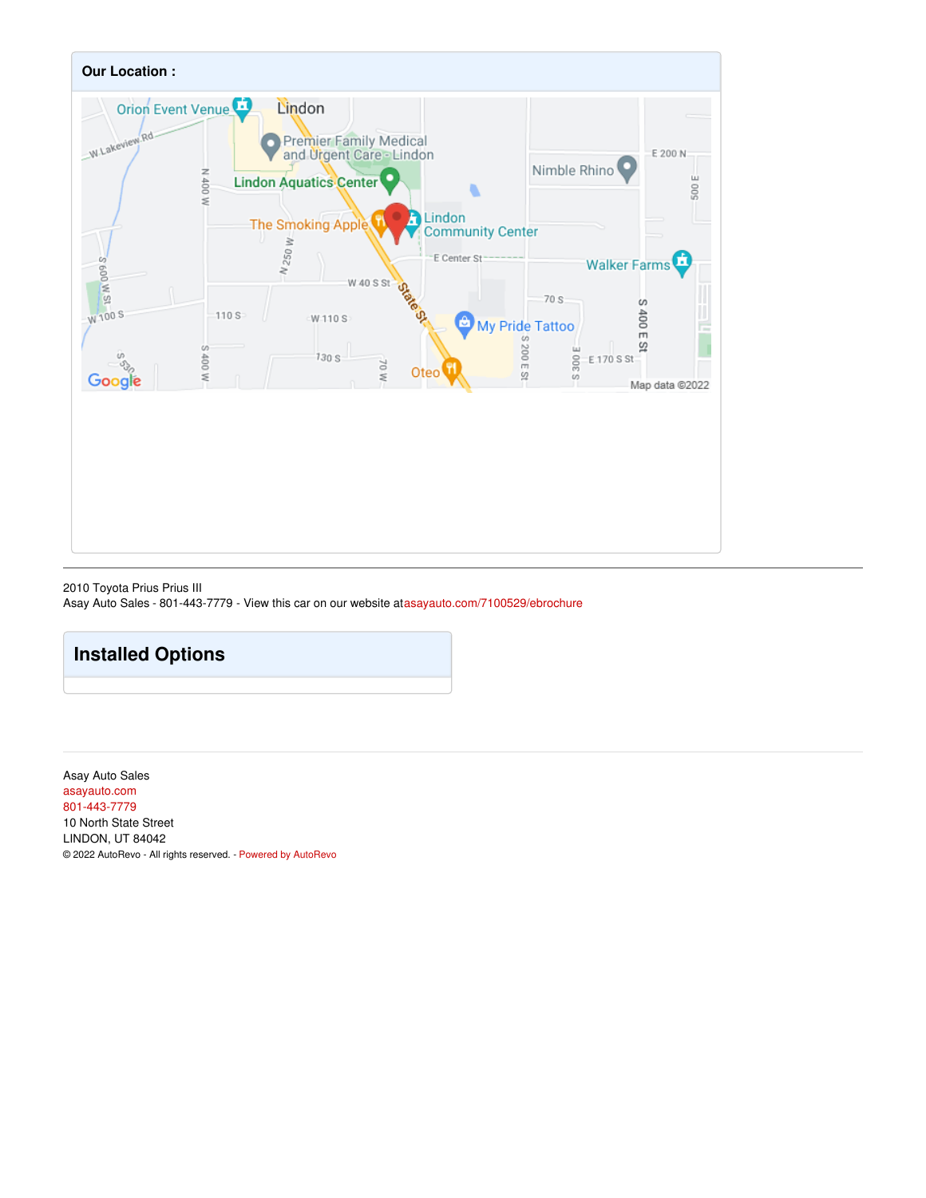**Our Location :**

2010 Toyota Prius Prius III
Asay Auto Sales - 801-443-7779 - View this car on our website atasayauto.com/7100529/ebrochure

## Installed Options

Asay Auto Sales
asayauto.com
801-443-7779
10 North State Street
LINDON, UT 84042
© 2022 AutoRevo - All rights reserved. - Powered by AutoRevo